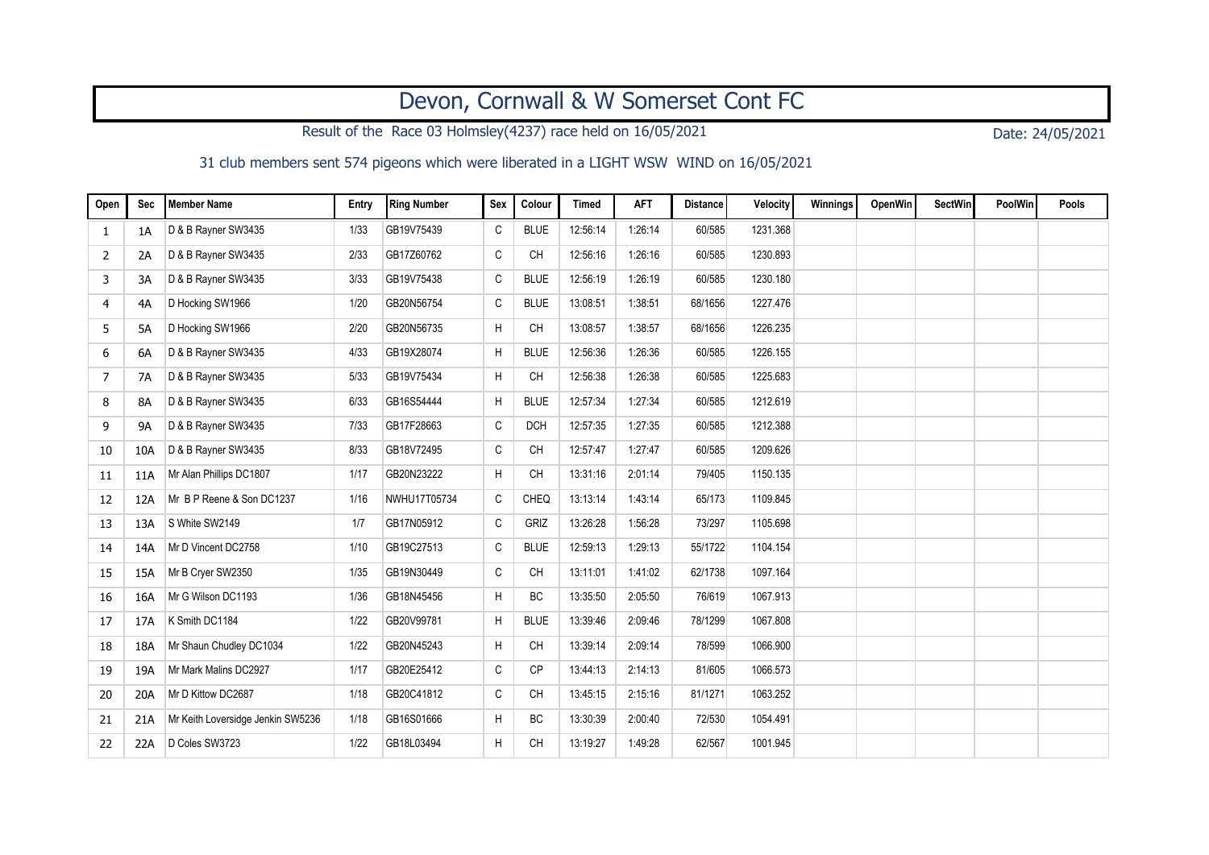# Devon, Cornwall & W Somerset Cont FC

Result of the Race 03 Holmsley(4237) race held on 16/05/2021

Date: 24/05/2021

31 club members sent 574 pigeons which were liberated in a LIGHT WSW WIND on 16/05/2021

| Open | Sec | Member Name | Entry | Ring Number | Sex | Colour | Timed | AFT | Distance | Velocity | Winnings | OpenWin | SectWin | PoolWin | Pools |
|---|---|---|---|---|---|---|---|---|---|---|---|---|---|---|---|
| 1 | 1A | D & B Rayner SW3435 | 1/33 | GB19V75439 | C | BLUE | 12:56:14 | 1:26:14 | 60/585 | 1231.368 | | | | | |
| 2 | 2A | D & B Rayner SW3435 | 2/33 | GB17Z60762 | C | CH | 12:56:16 | 1:26:16 | 60/585 | 1230.893 | | | | | |
| 3 | 3A | D & B Rayner SW3435 | 3/33 | GB19V75438 | C | BLUE | 12:56:19 | 1:26:19 | 60/585 | 1230.180 | | | | | |
| 4 | 4A | D Hocking SW1966 | 1/20 | GB20N56754 | C | BLUE | 13:08:51 | 1:38:51 | 68/1656 | 1227.476 | | | | | |
| 5 | 5A | D Hocking SW1966 | 2/20 | GB20N56735 | H | CH | 13:08:57 | 1:38:57 | 68/1656 | 1226.235 | | | | | |
| 6 | 6A | D & B Rayner SW3435 | 4/33 | GB19X28074 | H | BLUE | 12:56:36 | 1:26:36 | 60/585 | 1226.155 | | | | | |
| 7 | 7A | D & B Rayner SW3435 | 5/33 | GB19V75434 | H | CH | 12:56:38 | 1:26:38 | 60/585 | 1225.683 | | | | | |
| 8 | 8A | D & B Rayner SW3435 | 6/33 | GB16S54444 | H | BLUE | 12:57:34 | 1:27:34 | 60/585 | 1212.619 | | | | | |
| 9 | 9A | D & B Rayner SW3435 | 7/33 | GB17F28663 | C | DCH | 12:57:35 | 1:27:35 | 60/585 | 1212.388 | | | | | |
| 10 | 10A | D & B Rayner SW3435 | 8/33 | GB18V72495 | C | CH | 12:57:47 | 1:27:47 | 60/585 | 1209.626 | | | | | |
| 11 | 11A | Mr Alan Phillips DC1807 | 1/17 | GB20N23222 | H | CH | 13:31:16 | 2:01:14 | 79/405 | 1150.135 | | | | | |
| 12 | 12A | Mr B P Reene & Son DC1237 | 1/16 | NWHU17T05734 | C | CHEQ | 13:13:14 | 1:43:14 | 65/173 | 1109.845 | | | | | |
| 13 | 13A | S White SW2149 | 1/7 | GB17N05912 | C | GRIZ | 13:26:28 | 1:56:28 | 73/297 | 1105.698 | | | | | |
| 14 | 14A | Mr D Vincent DC2758 | 1/10 | GB19C27513 | C | BLUE | 12:59:13 | 1:29:13 | 55/1722 | 1104.154 | | | | | |
| 15 | 15A | Mr B Cryer SW2350 | 1/35 | GB19N30449 | C | CH | 13:11:01 | 1:41:02 | 62/1738 | 1097.164 | | | | | |
| 16 | 16A | Mr G Wilson DC1193 | 1/36 | GB18N45456 | H | BC | 13:35:50 | 2:05:50 | 76/619 | 1067.913 | | | | | |
| 17 | 17A | K Smith DC1184 | 1/22 | GB20V99781 | H | BLUE | 13:39:46 | 2:09:46 | 78/1299 | 1067.808 | | | | | |
| 18 | 18A | Mr Shaun Chudley DC1034 | 1/22 | GB20N45243 | H | CH | 13:39:14 | 2:09:14 | 78/599 | 1066.900 | | | | | |
| 19 | 19A | Mr Mark Malins DC2927 | 1/17 | GB20E25412 | C | CP | 13:44:13 | 2:14:13 | 81/605 | 1066.573 | | | | | |
| 20 | 20A | Mr D Kittow DC2687 | 1/18 | GB20C41812 | C | CH | 13:45:15 | 2:15:16 | 81/1271 | 1063.252 | | | | | |
| 21 | 21A | Mr Keith Loversidge Jenkin SW5236 | 1/18 | GB16S01666 | H | BC | 13:30:39 | 2:00:40 | 72/530 | 1054.491 | | | | | |
| 22 | 22A | D Coles SW3723 | 1/22 | GB18L03494 | H | CH | 13:19:27 | 1:49:28 | 62/567 | 1001.945 | | | | | |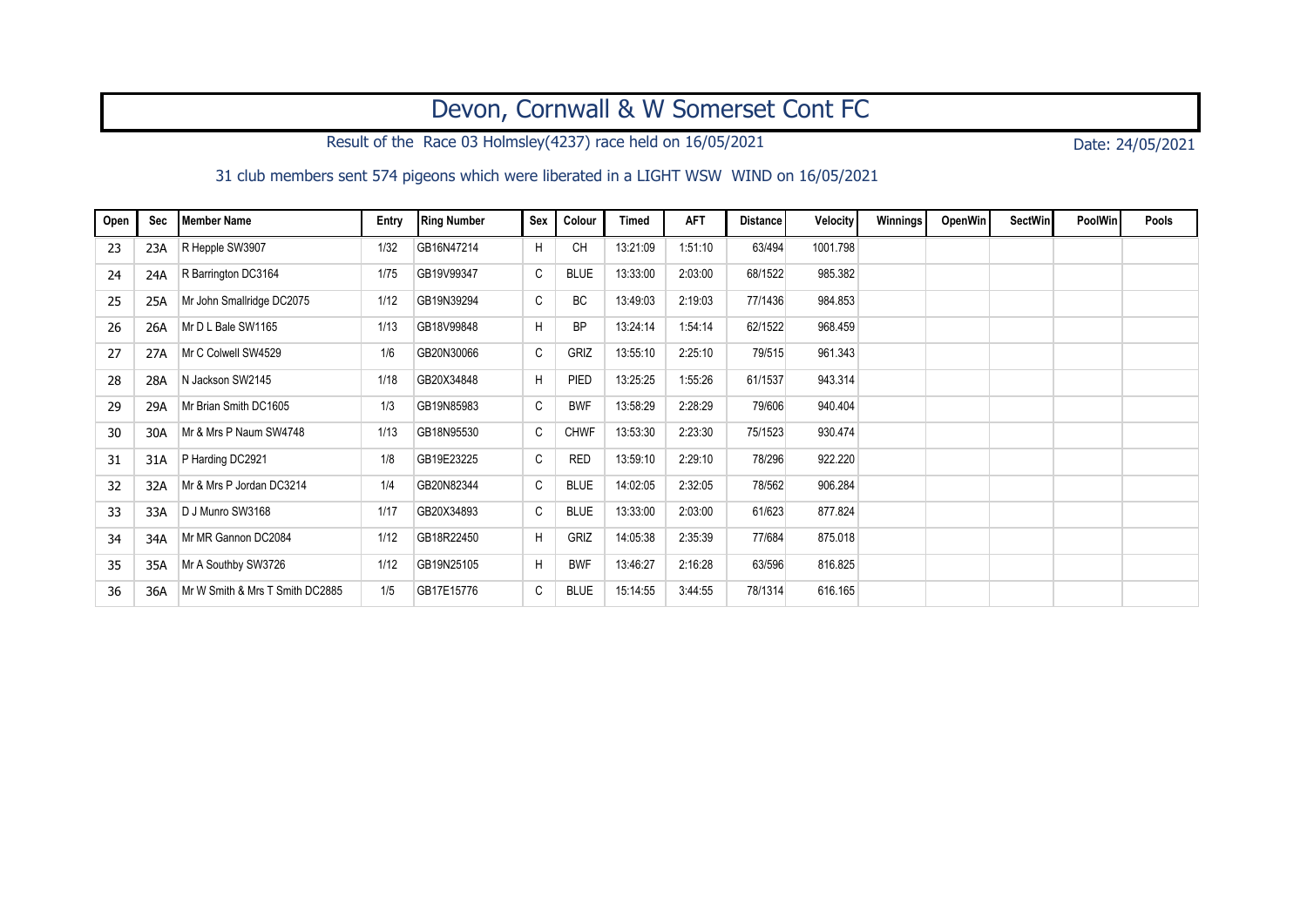# Devon, Cornwall & W Somerset Cont FC

Result of the Race 03 Holmsley(4237) race held on 16/05/2021

Date: 24/05/2021

31 club members sent 574 pigeons which were liberated in a LIGHT WSW WIND on 16/05/2021

| Open | Sec | Member Name | Entry | Ring Number | Sex | Colour | Timed | AFT | Distance | Velocity | Winnings | OpenWin | SectWin | PoolWin | Pools |
|---|---|---|---|---|---|---|---|---|---|---|---|---|---|---|---|
| 23 | 23A | R Hepple SW3907 | 1/32 | GB16N47214 | H | CH | 13:21:09 | 1:51:10 | 63/494 | 1001.798 | | | | | |
| 24 | 24A | R Barrington DC3164 | 1/75 | GB19V99347 | C | BLUE | 13:33:00 | 2:03:00 | 68/1522 | 985.382 | | | | | |
| 25 | 25A | Mr John Smallridge DC2075 | 1/12 | GB19N39294 | C | BC | 13:49:03 | 2:19:03 | 77/1436 | 984.853 | | | | | |
| 26 | 26A | Mr D L Bale SW1165 | 1/13 | GB18V99848 | H | BP | 13:24:14 | 1:54:14 | 62/1522 | 968.459 | | | | | |
| 27 | 27A | Mr C Colwell SW4529 | 1/6 | GB20N30066 | C | GRIZ | 13:55:10 | 2:25:10 | 79/515 | 961.343 | | | | | |
| 28 | 28A | N Jackson SW2145 | 1/18 | GB20X34848 | H | PIED | 13:25:25 | 1:55:26 | 61/1537 | 943.314 | | | | | |
| 29 | 29A | Mr Brian Smith DC1605 | 1/3 | GB19N85983 | C | BWF | 13:58:29 | 2:28:29 | 79/606 | 940.404 | | | | | |
| 30 | 30A | Mr & Mrs P Naum SW4748 | 1/13 | GB18N95530 | C | CHWF | 13:53:30 | 2:23:30 | 75/1523 | 930.474 | | | | | |
| 31 | 31A | P Harding DC2921 | 1/8 | GB19E23225 | C | RED | 13:59:10 | 2:29:10 | 78/296 | 922.220 | | | | | |
| 32 | 32A | Mr & Mrs P Jordan DC3214 | 1/4 | GB20N82344 | C | BLUE | 14:02:05 | 2:32:05 | 78/562 | 906.284 | | | | | |
| 33 | 33A | D J Munro SW3168 | 1/17 | GB20X34893 | C | BLUE | 13:33:00 | 2:03:00 | 61/623 | 877.824 | | | | | |
| 34 | 34A | Mr MR Gannon DC2084 | 1/12 | GB18R22450 | H | GRIZ | 14:05:38 | 2:35:39 | 77/684 | 875.018 | | | | | |
| 35 | 35A | Mr A Southby SW3726 | 1/12 | GB19N25105 | H | BWF | 13:46:27 | 2:16:28 | 63/596 | 816.825 | | | | | |
| 36 | 36A | Mr W Smith & Mrs T Smith DC2885 | 1/5 | GB17E15776 | C | BLUE | 15:14:55 | 3:44:55 | 78/1314 | 616.165 | | | | | |